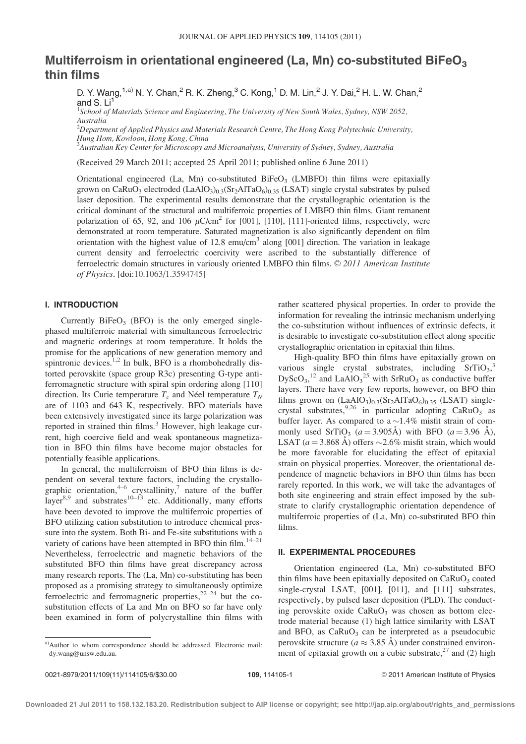# Multiferroism in orientational engineered (La, Mn) co-substituted $BiFeO_3$ thin films

D. Y. Wang,[1,a)] N. Y. Chan,[2] R. K. Zheng,[3] C. Kong,[1] D. M. Lin,[2] J. Y. Dai,[2] H. L. W. Chan,[2] and S. Li[1]

[1]*School of Materials Science and Engineering, The University of New South Wales, Sydney, NSW 2052, Australia*

[2]*Department of Applied Physics and Materials Research Centre, The Hong Kong Polytechnic University, Hung Hom, Kowloon, Hong Kong, China*

[3]*Australian Key Center for Microscopy and Microanalysis, University of Sydney, Sydney, Australia*

(Received 29 March 2011; accepted 25 April 2011; published online 6 June 2011)

Orientational engineered (La, Mn) co-substituted $BiFeO_3$ (LMBFO) thin films were epitaxially grown on $CaRuO_3$ electroded $(LaAlO_3)_{0.3}(Sr_2AlTaO_6)_{0.35}$ (LSAT) single crystal substrates by pulsed laser deposition. The experimental results demonstrate that the crystallographic orientation is the critical dominant of the structural and multiferroic properties of LMBFO thin films. Giant remanent polarization of 65, 92, and 106 $\mu C/cm^2$ for [001], [110], [111]-oriented films, respectively, were demonstrated at room temperature. Saturated magnetization is also significantly dependent on film orientation with the highest value of 12.8 $emu/cm^3$ along [001] direction. The variation in leakage current density and ferroelectric coercivity were ascribed to the substantially difference of ferroelectric domain structures in variously oriented LMBFO thin films. © *2011 American Institute of Physics*. [doi:10.1063/1.3594745]

## I. INTRODUCTION

Currently $BiFeO_3$ (BFO) is the only emerged single-phased multiferroic material with simultaneous ferroelectric and magnetic orderings at room temperature. It holds the promise for the applications of new generation memory and spintronic devices.[1,2] In bulk, BFO is a rhombohedrally distorted perovskite (space group R3c) presenting G-type antiferromagnetic structure with spiral spin ordering along [110] direction. Its Curie temperature $T_c$ and Néel temperature $T_N$ are of 1103 and 643 K, respectively. BFO materials have been extensively investigated since its large polarization was reported in strained thin films.[3] However, high leakage current, high coercive field and weak spontaneous magnetization in BFO thin films have become major obstacles for potentially feasible applications.

In general, the multiferroism of BFO thin films is dependent on several texture factors, including the crystallographic orientation,[4–6] crystallinity,[7] nature of the buffer layer[8,9] and substrates[10–13] etc. Additionally, many efforts have been devoted to improve the multiferroic properties of BFO utilizing cation substitution to introduce chemical pressure into the system. Both Bi- and Fe-site substitutions with a variety of cations have been attempted in BFO thin film.[14–21] Nevertheless, ferroelectric and magnetic behaviors of the substituted BFO thin films have great discrepancy across many research reports. The (La, Mn) co-substituting has been proposed as a promising strategy to simultaneously optimize ferroelectric and ferromagnetic properties,[22–24] but the co-substitution effects of La and Mn on BFO so far have only been examined in form of polycrystalline thin films with rather scattered physical properties. In order to provide the information for revealing the intrinsic mechanism underlying the co-substitution without influences of extrinsic defects, it is desirable to investigate co-substitution effect along specific crystallographic orientation in epitaxial thin films.

High-quality BFO thin films have epitaxially grown on various single crystal substrates, including $SrTiO_3$,[3] $DyScO_3$,[12] and $LaAlO_3$[25] with $SrRuO_3$ as conductive buffer layers. There have very few reports, however, on BFO thin films grown on $(LaAlO_3)_{0.3}(Sr_2AlTaO_6)_{0.35}$ (LSAT) single-crystal substrates,[9,26] in particular adopting $CaRuO_3$ as buffer layer. As compared to a ~1.4% misfit strain of commonly used $SrTiO_3$ ($a = 3.905$Å) with BFO ($a = 3.96$ Å), LSAT ($a = 3.868$ Å) offers ~2.6% misfit strain, which would be more favorable for elucidating the effect of epitaxial strain on physical properties. Moreover, the orientational dependence of magnetic behaviors in BFO thin films has been rarely reported. In this work, we will take the advantages of both site engineering and strain effect imposed by the substrate to clarify crystallographic orientation dependence of multiferroic properties of (La, Mn) co-substituted BFO thin films.

## II. EXPERIMENTAL PROCEDURES

Orientation engineered (La, Mn) co-substituted BFO thin films have been epitaxially deposited on $CaRuO_3$ coated single-crystal LSAT, [001], [011], and [111] substrates, respectively, by pulsed laser deposition (PLD). The conducting perovskite oxide $CaRuO_3$ was chosen as bottom electrode material because (1) high lattice similarity with LSAT and BFO, as $CaRuO_3$ can be interpreted as a pseudocubic perovskite structure ($a \approx 3.85$ Å) under constrained environment of epitaxial growth on a cubic substrate,[27] and (2) high

a)Author to whom correspondence should be addressed. Electronic mail: dy.wang@unsw.edu.au.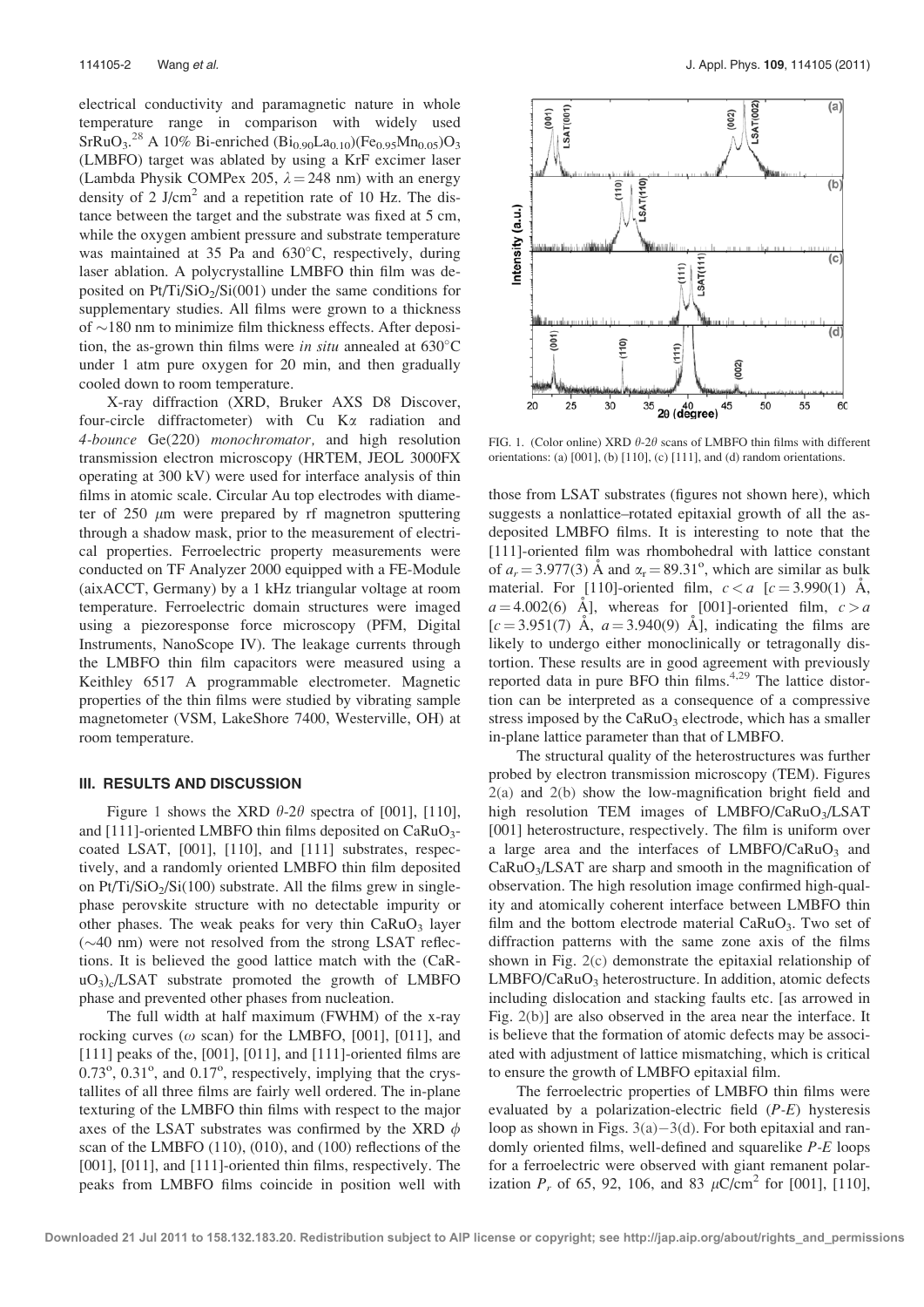electrical conductivity and paramagnetic nature in whole temperature range in comparison with widely used $SrRuO_3$.[28] A 10% Bi-enriched $(Bi_{0.90}La_{0.10})(Fe_{0.95}Mn_{0.05})O_3$ (LMBFO) target was ablated by using a KrF excimer laser (Lambda Physik COMPex 205, $\lambda = 248$ nm) with an energy density of 2 J/cm$^2$ and a repetition rate of 10 Hz. The distance between the target and the substrate was fixed at 5 cm, while the oxygen ambient pressure and substrate temperature was maintained at 35 Pa and 630°C, respectively, during laser ablation. A polycrystalline LMBFO thin film was deposited on $Pt/Ti/SiO_2/Si(001)$ under the same conditions for supplementary studies. All films were grown to a thickness of ~180 nm to minimize film thickness effects. After deposition, the as-grown thin films were *in situ* annealed at 630°C under 1 atm pure oxygen for 20 min, and then gradually cooled down to room temperature.

X-ray diffraction (XRD, Bruker AXS D8 Discover, four-circle diffractometer) with Cu K$\alpha$ radiation and *4-bounce* Ge(220) *monochromator,* and high resolution transmission electron microscopy (HRTEM, JEOL 3000FX operating at 300 kV) were used for interface analysis of thin films in atomic scale. Circular Au top electrodes with diameter of 250 $\mu$m were prepared by rf magnetron sputtering through a shadow mask, prior to the measurement of electrical properties. Ferroelectric property measurements were conducted on TF Analyzer 2000 equipped with a FE-Module (aixACCT, Germany) by a 1 kHz triangular voltage at room temperature. Ferroelectric domain structures were imaged using a piezoresponse force microscopy (PFM, Digital Instruments, NanoScope IV). The leakage currents through the LMBFO thin film capacitors were measured using a Keithley 6517 A programmable electrometer. Magnetic properties of the thin films were studied by vibrating sample magnetometer (VSM, LakeShore 7400, Westerville, OH) at room temperature.

## III. RESULTS AND DISCUSSION

Figure 1 shows the XRD $\theta$-2$\theta$ spectra of [001], [110], and [111]-oriented LMBFO thin films deposited on $CaRuO_3$-coated LSAT, [001], [110], and [111] substrates, respectively, and a randomly oriented LMBFO thin film deposited on $Pt/Ti/SiO_2/Si(100)$ substrate. All the films grew in single-phase perovskite structure with no detectable impurity or other phases. The weak peaks for very thin $CaRuO_3$ layer (~40 nm) were not resolved from the strong LSAT reflections. It is believed the good lattice match with the $(CaRuO_3)_c$/LSAT substrate promoted the growth of LMBFO phase and prevented other phases from nucleation.

The full width at half maximum (FWHM) of the x-ray rocking curves ($\omega$ scan) for the LMBFO, [001], [011], and [111] peaks of the, [001], [011], and [111]-oriented films are 0.73°, 0.31°, and 0.17°, respectively, implying that the crystallites of all three films are fairly well ordered. The in-plane texturing of the LMBFO thin films with respect to the major axes of the LSAT substrates was confirmed by the XRD $\phi$ scan of the LMBFO (110), (010), and (100) reflections of the [001], [011], and [111]-oriented thin films, respectively. The peaks from LMBFO films coincide in position well with those from LSAT substrates (figures not shown here), which suggests a nonlattice–rotated epitaxial growth of all the as-deposited LMBFO films. It is interesting to note that the [111]-oriented film was rhombohedral with lattice constant of $a_r = 3.977(3)$ Å and $\alpha_r = 89.31°$, which are similar as bulk material. For [110]-oriented film, $c < a$ [$c = 3.990(1)$ Å, $a = 4.002(6)$ Å], whereas for [001]-oriented film, $c > a$ [$c = 3.951(7)$ Å, $a = 3.940(9)$ Å], indicating the films are likely to undergo either monoclinically or tetragonally distortion. These results are in good agreement with previously reported data in pure BFO thin films.[4,29] The lattice distortion can be interpreted as a consequence of a compressive stress imposed by the $CaRuO_3$ electrode, which has a smaller in-plane lattice parameter than that of LMBFO.

FIG. 1. (Color online) XRD $\theta$-2$\theta$ scans of LMBFO thin films with different orientations: (a) [001], (b) [110], (c) [111], and (d) random orientations.

The structural quality of the heterostructures was further probed by electron transmission microscopy (TEM). Figures 2(a) and 2(b) show the low-magnification bright field and high resolution TEM images of LMBFO/$CaRuO_3$/LSAT [001] heterostructure, respectively. The film is uniform over a large area and the interfaces of LMBFO/$CaRuO_3$ and $CaRuO_3$/LSAT are sharp and smooth in the magnification of observation. The high resolution image confirmed high-quality and atomically coherent interface between LMBFO thin film and the bottom electrode material $CaRuO_3$. Two set of diffraction patterns with the same zone axis of the films shown in Fig. 2(c) demonstrate the epitaxial relationship of LMBFO/$CaRuO_3$ heterostructure. In addition, atomic defects including dislocation and stacking faults etc. [as arrowed in Fig. 2(b)] are also observed in the area near the interface. It is believe that the formation of atomic defects may be associated with adjustment of lattice mismatching, which is critical to ensure the growth of LMBFO epitaxial film.

The ferroelectric properties of LMBFO thin films were evaluated by a polarization-electric field (*P-E*) hysteresis loop as shown in Figs. 3(a)–3(d). For both epitaxial and randomly oriented films, well-defined and squarelike *P-E* loops for a ferroelectric were observed with giant remanent polarization $P_r$ of 65, 92, 106, and 83 $\mu$C/cm$^2$ for [001], [110],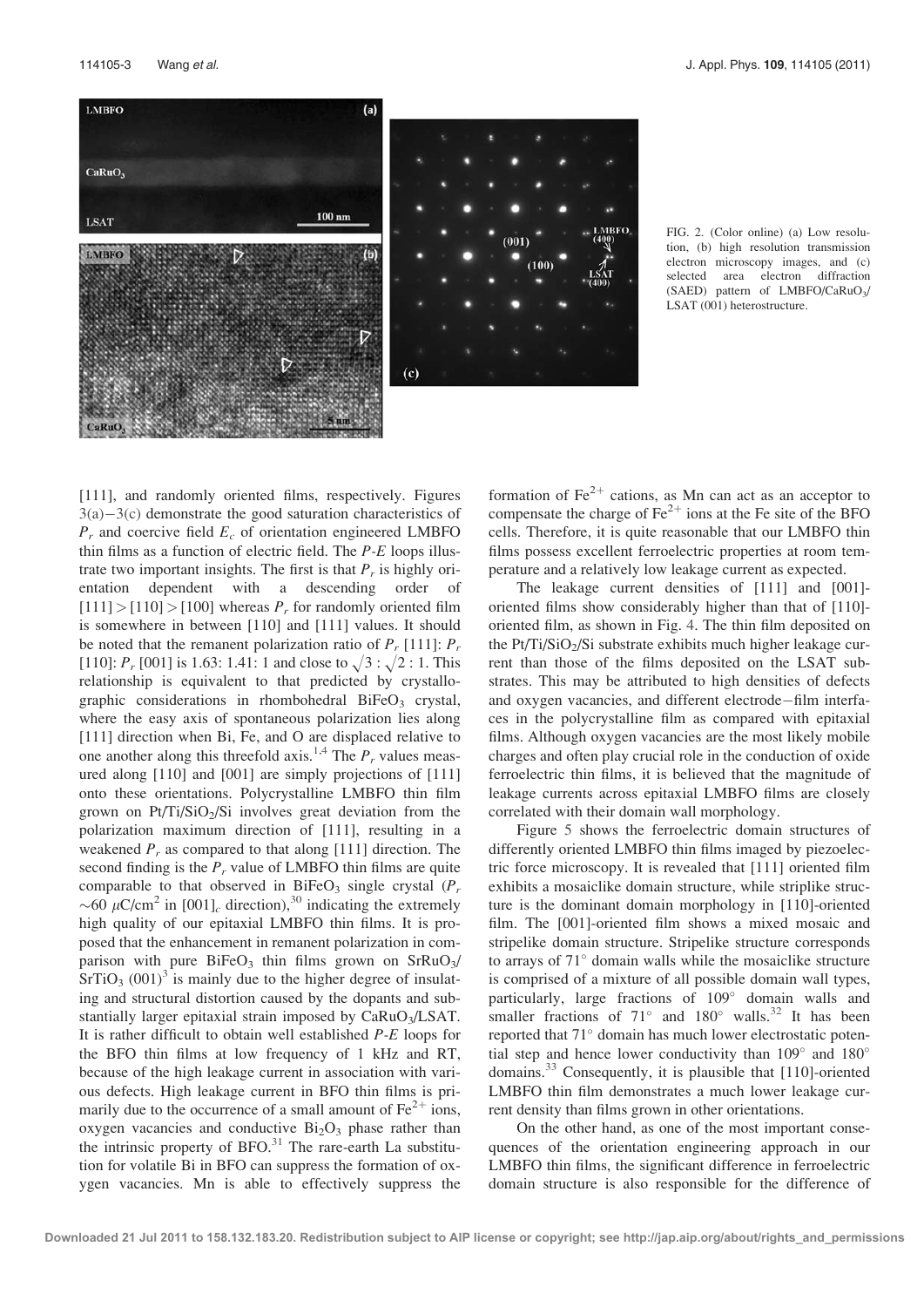FIG. 2. (Color online) (a) Low resolution, (b) high resolution transmission electron microscopy images, and (c) selected area electron diffraction (SAED) pattern of LMBFO/$CaRuO_3$/LSAT (001) heterostructure.

[111], and randomly oriented films, respectively. Figures 3(a)–3(c) demonstrate the good saturation characteristics of $P_r$ and coercive field $E_c$ of orientation engineered LMBFO thin films as a function of electric field. The *P-E* loops illustrate two important insights. The first is that $P_r$ is highly orientation dependent with a descending order of $[111] > [110] > [100]$ whereas $P_r$ for randomly oriented film is somewhere in between [110] and [111] values. It should be noted that the remanent polarization ratio of $P_r$ [111]: $P_r$ [110]: $P_r$ [001] is 1.63: 1.41: 1 and close to $\sqrt{3} : \sqrt{2} : 1$. This relationship is equivalent to that predicted by crystallographic considerations in rhombohedral $BiFeO_3$ crystal, where the easy axis of spontaneous polarization lies along [111] direction when Bi, Fe, and O are displaced relative to one another along this threefold axis.[1,4] The $P_r$ values measured along [110] and [001] are simply projections of [111] onto these orientations. Polycrystalline LMBFO thin film grown on Pt/Ti/$SiO_2$/Si involves great deviation from the polarization maximum direction of [111], resulting in a weakened $P_r$ as compared to that along [111] direction. The second finding is the $P_r$ value of LMBFO thin films are quite comparable to that observed in $BiFeO_3$ single crystal ($P_r$ $\sim$60 $\mu$C/cm$^2$ in $[001]_c$ direction),[30] indicating the extremely high quality of our epitaxial LMBFO thin films. It is proposed that the enhancement in remanent polarization in comparison with pure $BiFeO_3$ thin films grown on $SrRuO_3$/$SrTiO_3$ (001)[3] is mainly due to the higher degree of insulating and structural distortion caused by the dopants and substantially larger epitaxial strain imposed by $CaRuO_3$/LSAT. It is rather difficult to obtain well established *P-E* loops for the BFO thin films at low frequency of 1 kHz and RT, because of the high leakage current in association with various defects. High leakage current in BFO thin films is primarily due to the occurrence of a small amount of $Fe^{2+}$ ions, oxygen vacancies and conductive $Bi_2O_3$ phase rather than the intrinsic property of BFO.[31] The rare-earth La substitution for volatile Bi in BFO can suppress the formation of oxygen vacancies. Mn is able to effectively suppress the formation of $Fe^{2+}$ cations, as Mn can act as an acceptor to compensate the charge of $Fe^{2+}$ ions at the Fe site of the BFO cells. Therefore, it is quite reasonable that our LMBFO thin films possess excellent ferroelectric properties at room temperature and a relatively low leakage current as expected.

The leakage current densities of [111] and [001]-oriented films show considerably higher than that of [110]-oriented film, as shown in Fig. 4. The thin film deposited on the Pt/Ti/$SiO_2$/Si substrate exhibits much higher leakage current than those of the films deposited on the LSAT substrates. This may be attributed to high densities of defects and oxygen vacancies, and different electrode–film interfaces in the polycrystalline film as compared with epitaxial films. Although oxygen vacancies are the most likely mobile charges and often play crucial role in the conduction of oxide ferroelectric thin films, it is believed that the magnitude of leakage currents across epitaxial LMBFO films are closely correlated with their domain wall morphology.

Figure 5 shows the ferroelectric domain structures of differently oriented LMBFO thin films imaged by piezoelectric force microscopy. It is revealed that [111] oriented film exhibits a mosaiclike domain structure, while striplike structure is the dominant domain morphology in [110]-oriented film. The [001]-oriented film shows a mixed mosaic and stripelike domain structure. Stripelike structure corresponds to arrays of 71° domain walls while the mosaiclike structure is comprised of a mixture of all possible domain wall types, particularly, large fractions of 109° domain walls and smaller fractions of 71° and 180° walls.[32] It has been reported that 71° domain has much lower electrostatic potential step and hence lower conductivity than 109° and 180° domains.[33] Consequently, it is plausible that [110]-oriented LMBFO thin film demonstrates a much lower leakage current density than films grown in other orientations.

On the other hand, as one of the most important consequences of the orientation engineering approach in our LMBFO thin films, the significant difference in ferroelectric domain structure is also responsible for the difference of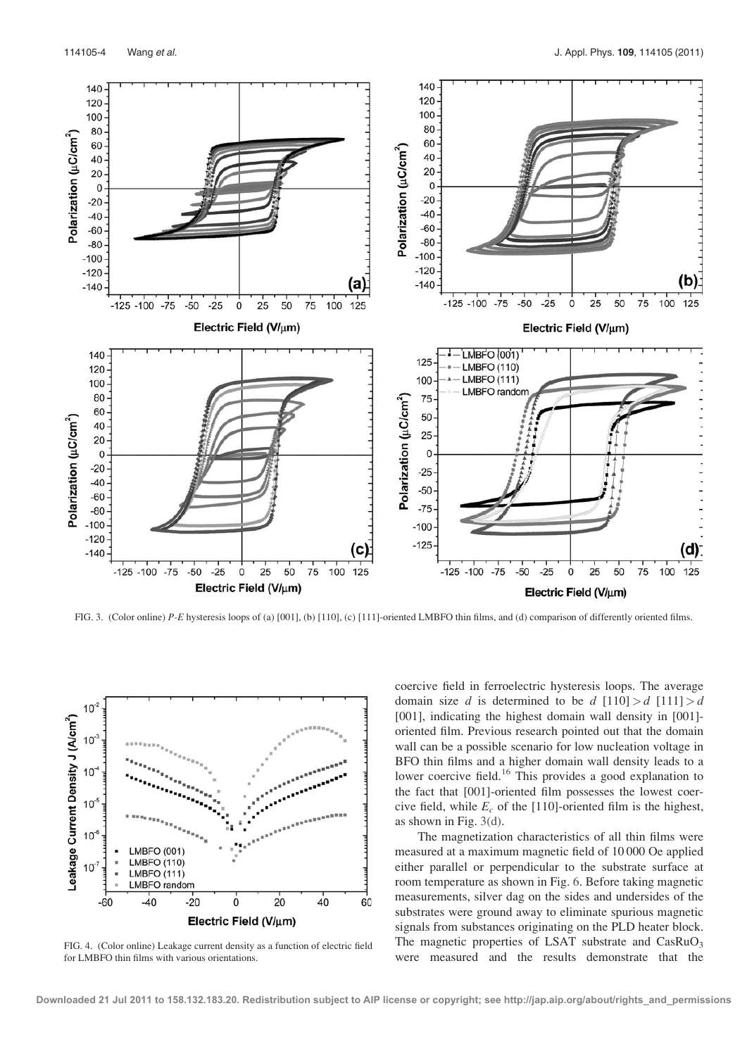FIG. 3. (Color online) *P-E* hysteresis loops of (a) [001], (b) [110], (c) [111]-oriented LMBFO thin films, and (d) comparison of differently oriented films.

FIG. 4. (Color online) Leakage current density as a function of electric field for LMBFO thin films with various orientations.

coercive field in ferroelectric hysteresis loops. The average domain size $d$ is determined to be $d$ [110] > $d$ [111] > $d$ [001], indicating the highest domain wall density in [001]-oriented film. Previous research pointed out that the domain wall can be a possible scenario for low nucleation voltage in BFO thin films and a higher domain wall density leads to a lower coercive field.[16] This provides a good explanation to the fact that [001]-oriented film possesses the lowest coercive field, while $E_c$ of the [110]-oriented film is the highest, as shown in Fig. 3(d).

The magnetization characteristics of all thin films were measured at a maximum magnetic field of 10 000 Oe applied either parallel or perpendicular to the substrate surface at room temperature as shown in Fig. 6. Before taking magnetic measurements, silver dag on the sides and undersides of the substrates were ground away to eliminate spurious magnetic signals from substances originating on the PLD heater block. The magnetic properties of LSAT substrate and $CasRuO_3$ were measured and the results demonstrate that the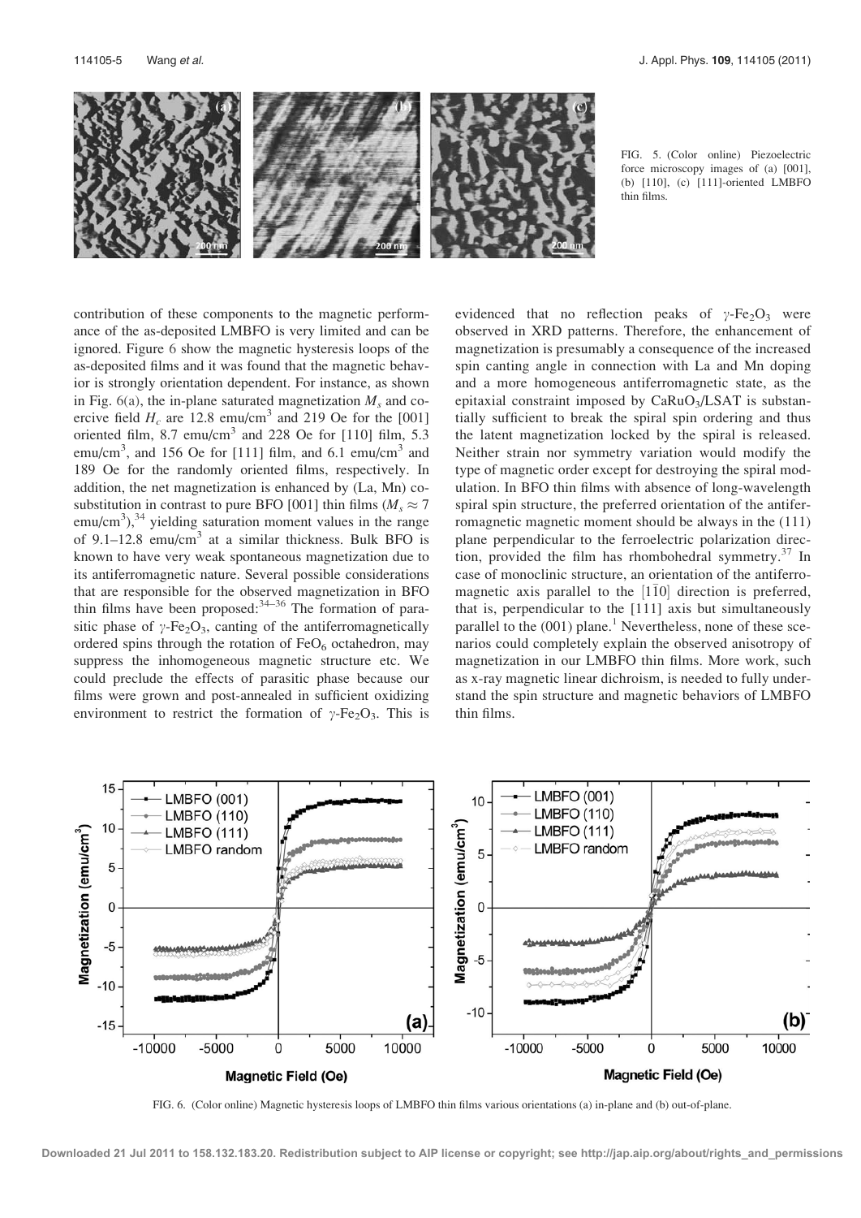FIG. 5. (Color online) Piezoelectric force microscopy images of (a) [001], (b) [110], (c) [111]-oriented LMBFO thin films.

contribution of these components to the magnetic performance of the as-deposited LMBFO is very limited and can be ignored. Figure 6 show the magnetic hysteresis loops of the as-deposited films and it was found that the magnetic behavior is strongly orientation dependent. For instance, as shown in Fig. 6(a), the in-plane saturated magnetization $M_s$ and coercive field $H_c$ are 12.8 emu/cm$^3$ and 219 Oe for the [001] oriented film, 8.7 emu/cm$^3$ and 228 Oe for [110] film, 5.3 emu/cm$^3$, and 156 Oe for [111] film, and 6.1 emu/cm$^3$ and 189 Oe for the randomly oriented films, respectively. In addition, the net magnetization is enhanced by (La, Mn) co-substitution in contrast to pure BFO [001] thin films ($M_s \approx 7$ emu/cm$^3$),[34] yielding saturation moment values in the range of 9.1–12.8 emu/cm$^3$ at a similar thickness. Bulk BFO is known to have very weak spontaneous magnetization due to its antiferromagnetic nature. Several possible considerations that are responsible for the observed magnetization in BFO thin films have been proposed:[34–36] The formation of parasitic phase of $\gamma$-$Fe_2O_3$, canting of the antiferromagnetically ordered spins through the rotation of $FeO_6$ octahedron, may suppress the inhomogeneous magnetic structure etc. We could preclude the effects of parasitic phase because our films were grown and post-annealed in sufficient oxidizing environment to restrict the formation of $\gamma$-$Fe_2O_3$. This is evidenced that no reflection peaks of $\gamma$-$Fe_2O_3$ were observed in XRD patterns. Therefore, the enhancement of magnetization is presumably a consequence of the increased spin canting angle in connection with La and Mn doping and a more homogeneous antiferromagnetic state, as the epitaxial constraint imposed by $CaRuO_3$/LSAT is substantially sufficient to break the spiral spin ordering and thus the latent magnetization locked by the spiral is released. Neither strain nor symmetry variation would modify the type of magnetic order except for destroying the spiral modulation. In BFO thin films with absence of long-wavelength spiral spin structure, the preferred orientation of the antiferromagnetic magnetic moment should be always in the (111) plane perpendicular to the ferroelectric polarization direction, provided the film has rhombohedral symmetry.[37] In case of monoclinic structure, an orientation of the antiferromagnetic axis parallel to the $[1\bar{1}0]$ direction is preferred, that is, perpendicular to the [111] axis but simultaneously parallel to the (001) plane.[1] Nevertheless, none of these scenarios could completely explain the observed anisotropy of magnetization in our LMBFO thin films. More work, such as x-ray magnetic linear dichroism, is needed to fully understand the spin structure and magnetic behaviors of LMBFO thin films.

FIG. 6. (Color online) Magnetic hysteresis loops of LMBFO thin films various orientations (a) in-plane and (b) out-of-plane.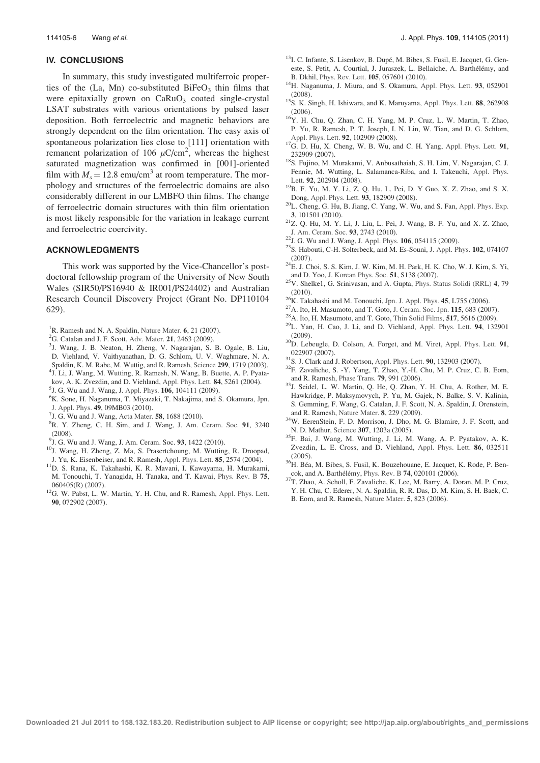## IV. CONCLUSIONS

In summary, this study investigated multiferroic properties of the (La, Mn) co-substituted $BiFeO_3$ thin films that were epitaxially grown on $CaRuO_3$ coated single-crystal LSAT substrates with various orientations by pulsed laser deposition. Both ferroelectric and magnetic behaviors are strongly dependent on the film orientation. The easy axis of spontaneous polarization lies close to [111] orientation with remanent polarization of 106 $\mu C/cm^2$, whereas the highest saturated magnetization was confirmed in [001]-oriented film with $M_s = 12.8$ emu/cm$^3$ at room temperature. The morphology and structures of the ferroelectric domains are also considerably different in our LMBFO thin films. The change of ferroelectric domain structures with thin film orientation is most likely responsible for the variation in leakage current and ferroelectric coercivity.

## ACKNOWLEDGMENTS

This work was supported by the Vice-Chancellor's postdoctoral fellowship program of the University of New South Wales (SIR50/PS16940 & IR001/PS24402) and Australian Research Council Discovery Project (Grant No. DP110104 629).

[1] R. Ramesh and N. A. Spaldin, Nature Mater. **6**, 21 (2007).
[2] G. Catalan and J. F. Scott, Adv. Mater. **21**, 2463 (2009).
[3] J. Wang, J. B. Neaton, H. Zheng, V. Nagarajan, S. B. Ogale, B. Liu, D. Viehland, V. Vaithyanathan, D. G. Schlom, U. V. Waghmare, N. A. Spaldin, K. M. Rabe, M. Wuttig, and R. Ramesh, Science **299**, 1719 (2003).
[4] J. Li, J. Wang, M. Wutting, R. Ramesh, N. Wang, B. Buette, A. P. Pyatakov, A. K. Zvezdin, and D. Viehland, Appl. Phys. Lett. **84**, 5261 (2004).
[5] J. G. Wu and J. Wang, J. Appl. Phys. **106**, 104111 (2009).
[6] K. Sone, H. Naganuma, T. Miyazaki, T. Nakajima, and S. Okamura, Jpn. J. Appl. Phys. **49**, 09MB03 (2010).
[7] J. G. Wu and J. Wang, Acta Mater. **58**, 1688 (2010).
[8] R. Y. Zheng, C. H. Sim, and J. Wang, J. Am. Ceram. Soc. **91**, 3240 (2008).
[9] J. G. Wu and J. Wang, J. Am. Ceram. Soc. **93**, 1422 (2010).
[10] J. Wang, H. Zheng, Z. Ma, S. Prasertchoung, M. Wutting, R. Droopad, J. Yu, K. Eisenbeiser, and R. Ramesh, Appl. Phys. Lett. **85**, 2574 (2004).
[11] D. S. Rana, K. Takahashi, K. R. Mavani, I. Kawayama, H. Murakami, M. Tonouchi, T. Yanagida, H. Tanaka, and T. Kawai, Phys. Rev. B **75**, 060405(R) (2007).
[12] G. W. Pabst, L. W. Martin, Y. H. Chu, and R. Ramesh, Appl. Phys. Lett. **90**, 072902 (2007).
[13] I. C. Infante, S. Lisenkov, B. Dupé, M. Bibes, S. Fusil, E. Jacquet, G. Geneste, S. Petit, A. Courtial, J. Juraszek, L. Bellaiche, A. Barthélémy, and B. Dkhil, Phys. Rev. Lett. **105**, 057601 (2010).
[14] H. Naganuma, J. Miura, and S. Okamura, Appl. Phys. Lett. **93**, 052901 (2008).
[15] S. K. Singh, H. Ishiwara, and K. Maruyama, Appl. Phys. Lett. **88**, 262908 (2006).
[16] Y. H. Chu, Q. Zhan, C. H. Yang, M. P. Cruz, L. W. Martin, T. Zhao, P. Yu, R. Ramesh, P. T. Joseph, I. N. Lin, W. Tian, and D. G. Schlom, Appl. Phys. Lett. **92**, 102909 (2008).
[17] G. D. Hu, X. Cheng, W. B. Wu, and C. H. Yang, Appl. Phys. Lett. **91**, 232909 (2007).
[18] S. Fujino, M. Murakami, V. Anbusathaiah, S. H. Lim, V. Nagarajan, C. J. Fennie, M. Wutting, L. Salamanca-Riba, and I. Takeuchi, Appl. Phys. Lett. **92**, 202904 (2008).
[19] B. F. Yu, M. Y. Li, Z. Q. Hu, L. Pei, D. Y Guo, X. Z. Zhao, and S. X. Dong, Appl. Phys. Lett. **93**, 182909 (2008).
[20] L. Cheng, G. Hu, B. Jiang, C. Yang, W. Wu, and S. Fan, Appl. Phys. Exp. **3**, 101501 (2010).
[21] Z. Q. Hu, M. Y. Li, J. Liu, L. Pei, J. Wang, B. F. Yu, and X. Z. Zhao, J. Am. Ceram. Soc. **93**, 2743 (2010).
[22] J. G. Wu and J. Wang, J. Appl. Phys. **106**, 054115 (2009).
[23] S. Habouti, C-H. Solterbeck, and M. Es-Souni, J. Appl. Phys. **102**, 074107 (2007).
[24] E. J. Choi, S. S. Kim, J. W. Kim, M. H. Park, H. K. Cho, W. J. Kim, S. Yi, and D. Yoo, J. Korean Phys. Soc. **51**, S138 (2007).
[25] V. Shelke1, G. Srinivasan, and A. Gupta, Phys. Status Solidi (RRL) **4**, 79 (2010).
[26] K. Takahashi and M. Tonouchi, Jpn. J. Appl. Phys. **45**, L755 (2006).
[27] A. Ito, H. Masumoto, and T. Goto, J. Ceram. Soc. Jpn. **115**, 683 (2007).
[28] A. Ito, H. Masumoto, and T. Goto, Thin Solid Films, **517**, 5616 (2009).
[29] L. Yan, H. Cao, J. Li, and D. Viehland, Appl. Phys. Lett. **94**, 132901 (2009).
[30] D. Lebeugle, D. Colson, A. Forget, and M. Viret, Appl. Phys. Lett. **91**, 022907 (2007).
[31] S. J. Clark and J. Robertson, Appl. Phys. Lett. **90**, 132903 (2007).
[32] F. Zavaliche, S. -Y. Yang, T. Zhao, Y.-H. Chu, M. P. Cruz, C. B. Eom, and R. Ramesh, Phase Trans. **79**, 991 (2006).
[33] J. Seidel, L. W. Martin, Q. He, Q. Zhan, Y. H. Chu, A. Rother, M. E. Hawkridge, P. Maksymovych, P. Yu, M. Gajek, N. Balke, S. V. Kalinin, S. Gemming, F. Wang, G. Catalan, J. F. Scott, N. A. Spaldin, J. Orenstein, and R. Ramesh, Nature Mater. **8**, 229 (2009).
[34] W. EerenStein, F. D. Morrison, J. Dho, M. G. Blamire, J. F. Scott, and N. D. Mathur, Science **307**, 1203a (2005).
[35] F. Bai, J. Wang, M. Wutting, J. Li, M. Wang, A. P. Pyatakov, A. K. Zvezdin, L. E. Cross, and D. Viehland, Appl. Phys. Lett. **86**, 032511 (2005).
[36] H. Béa, M. Bibes, S. Fusil, K. Bouzehouane, E. Jacquet, K. Rode, P. Bencok, and A. Barthélémy, Phys. Rev. B **74**, 020101 (2006).
[37] T. Zhao, A. Scholl, F. Zavaliche, K. Lee, M. Barry, A. Doran, M. P. Cruz, Y. H. Chu, C. Ederer, N. A. Spaldin, R. R. Das, D. M. Kim, S. H. Baek, C. B. Eom, and R. Ramesh, Nature Mater. **5**, 823 (2006).